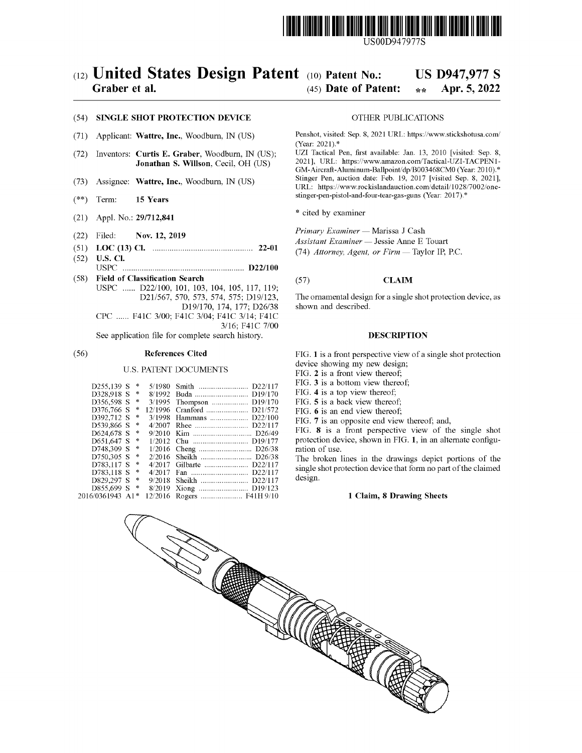US00D947977S

# (12) United States Design Patent

**Graber et al.**

(10) **Patent No.:** **US D947,977 S**

(45) **Date of Patent:** ** **Apr. 5, 2022**

(54) **SINGLE SHOT PROTECTION DEVICE**

(71) Applicant: **Wattre, Inc.**, Woodburn, IN (US)

(72) Inventors: **Curtis E. Graber**, Woodburn, IN (US); **Jonathan S. Willson**, Cecil, OH (US)

(73) Assignee: **Wattre, Inc.**, Woodburn, IN (US)

(**) Term: **15 Years**

(21) Appl. No.: **29/712,841**

(22) Filed: **Nov. 12, 2019**

(51) **LOC (13) Cl.** .................................................. **22-01**

(52) **U.S. Cl.**
USPC ........................................................ **D22/100**

(58) **Field of Classification Search**
USPC ...... D22/100, 101, 103, 104, 105, 117, 119; D21/567, 570, 573, 574, 575; D19/123, D19/170, 174, 177; D26/38
CPC ...... F41C 3/00; F41C 3/04; F41C 3/14; F41C 3/16; F41C 7/00
See application file for complete search history.

(56) **References Cited**

U.S. PATENT DOCUMENTS

| | | | | |
|---|---|---|---|---|
| D255,139 S | * | 5/1980 | Smith | D22/117 |
| D328,918 S | * | 8/1992 | Buda | D19/170 |
| D356,598 S | * | 3/1995 | Thompson | D19/170 |
| D376,766 S | * | 12/1996 | Cranford | D21/572 |
| D392,712 S | * | 3/1998 | Hammans | D22/100 |
| D539,866 S | * | 4/2007 | Rhee | D22/117 |
| D624,678 S | * | 9/2010 | Kim | D26/49 |
| D651,647 S | * | 1/2012 | Chu | D19/177 |
| D748,309 S | * | 1/2016 | Cheng | D26/38 |
| D750,305 S | * | 2/2016 | Sheikh | D26/38 |
| D783,117 S | * | 4/2017 | Gilbarte | D22/117 |
| D783,118 S | * | 4/2017 | Fan | D22/117 |
| D829,297 S | * | 9/2018 | Sheikh | D22/117 |
| D855,699 S | * | 8/2019 | Xiong | D19/123 |
| 2016/0361943 A1 | * | 12/2016 | Rogers | F41H 9/10 |

OTHER PUBLICATIONS

Penshot, visited: Sep. 8, 2021 URL: https://www.stickshotusa.com/ (Year: 2021).*

UZI Tactical Pen, first available: Jan. 13, 2010 [visited: Sep. 8, 2021], URL: https://www.amazon.com/Tactical-UZI-TACPEN1-GM-Aircraft-Aluminum-Ballpoint/dp/B003468CM0 (Year: 2010).*

Stinger Pen, auction date: Feb. 19, 2017 [visited Sep. 8, 2021], URL: https://www.rockislandauction.com/detail/1028/7002/one-stinger-pen-pistol-and-four-tear-gas-guns (Year: 2017).*

\* cited by examiner

*Primary Examiner* — Marissa J Cash
*Assistant Examiner* — Jessie Anne E Touart
(74) *Attorney, Agent, or Firm* — Taylor IP, P.C.

(57) **CLAIM**

The ornamental design for a single shot protection device, as shown and described.

**DESCRIPTION**

FIG. **1** is a front perspective view of a single shot protection device showing my new design;
FIG. **2** is a front view thereof;
FIG. **3** is a bottom view thereof;
FIG. **4** is a top view thereof;
FIG. **5** is a back view thereof;
FIG. **6** is an end view thereof;
FIG. **7** is an opposite end view thereof; and,
FIG. **8** is a front perspective view of the single shot protection device, shown in FIG. **1**, in an alternate configuration of use.

The broken lines in the drawings depict portions of the single shot protection device that form no part of the claimed design.

**1 Claim, 8 Drawing Sheets**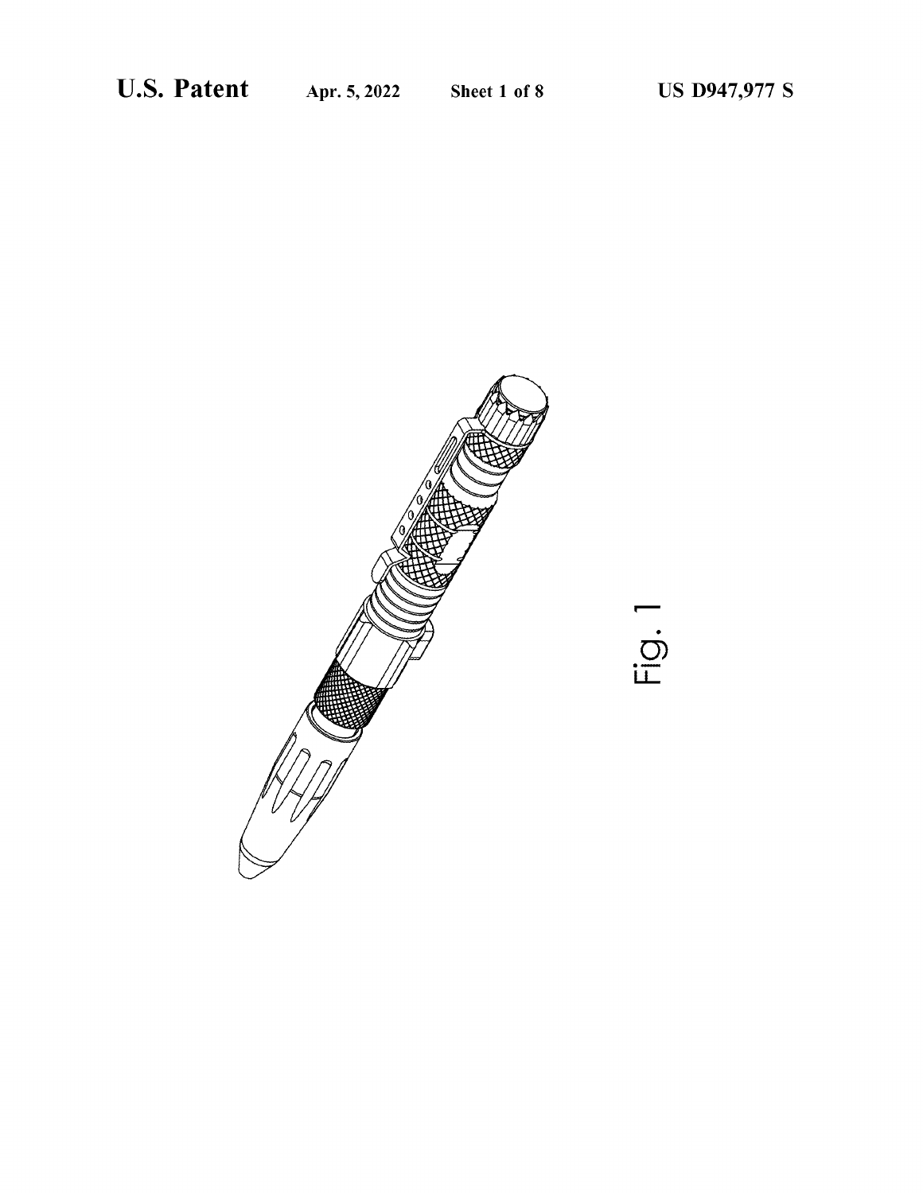Fig. 1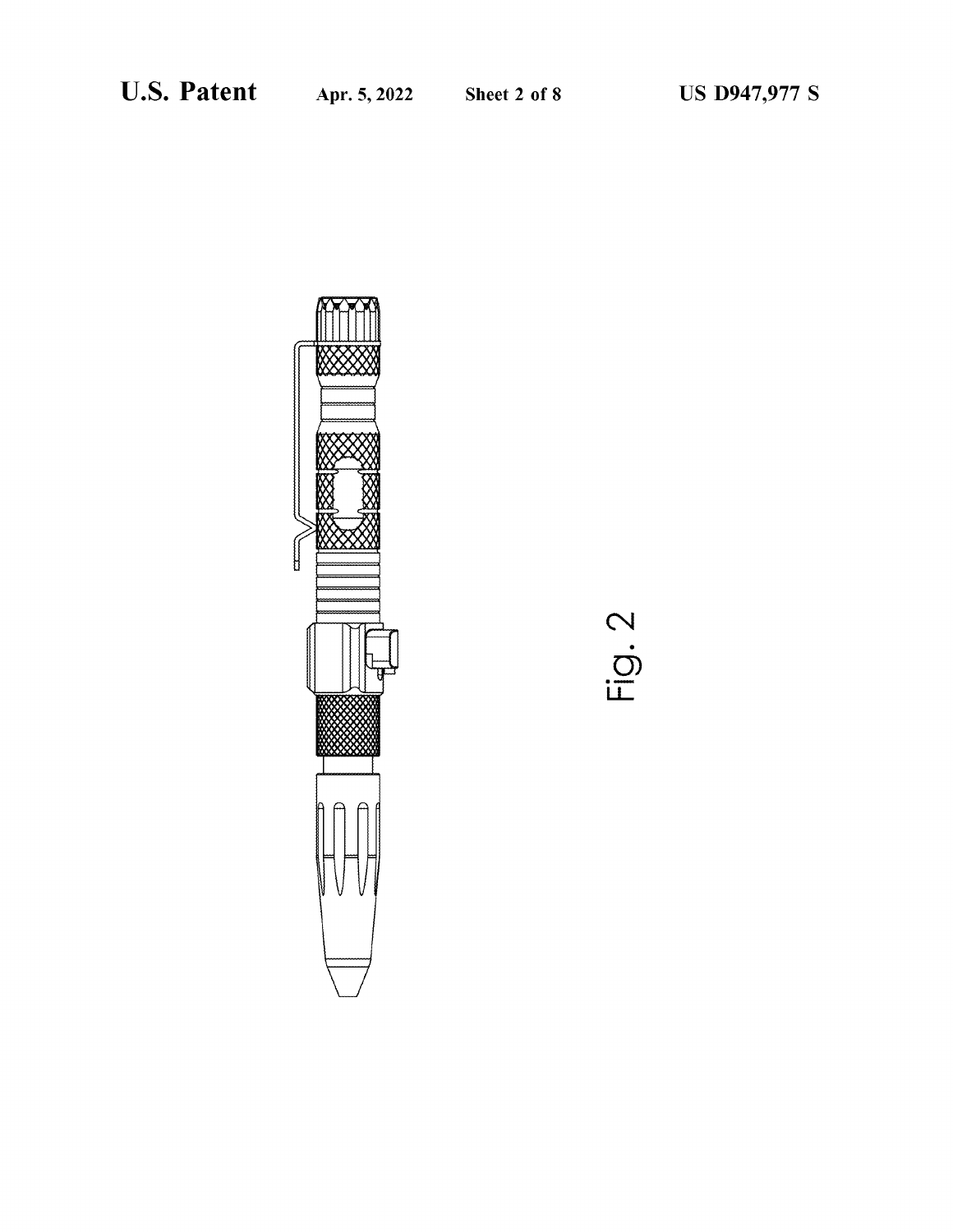Fig. 2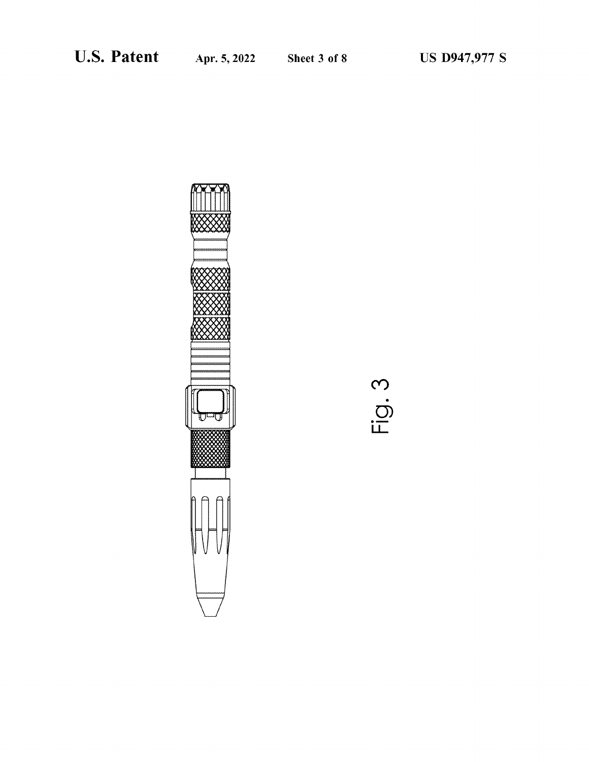Fig. 3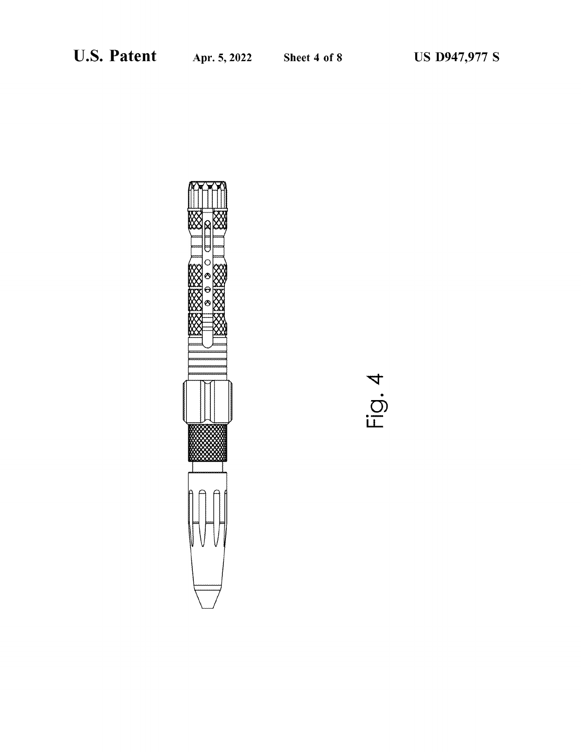Fig. 4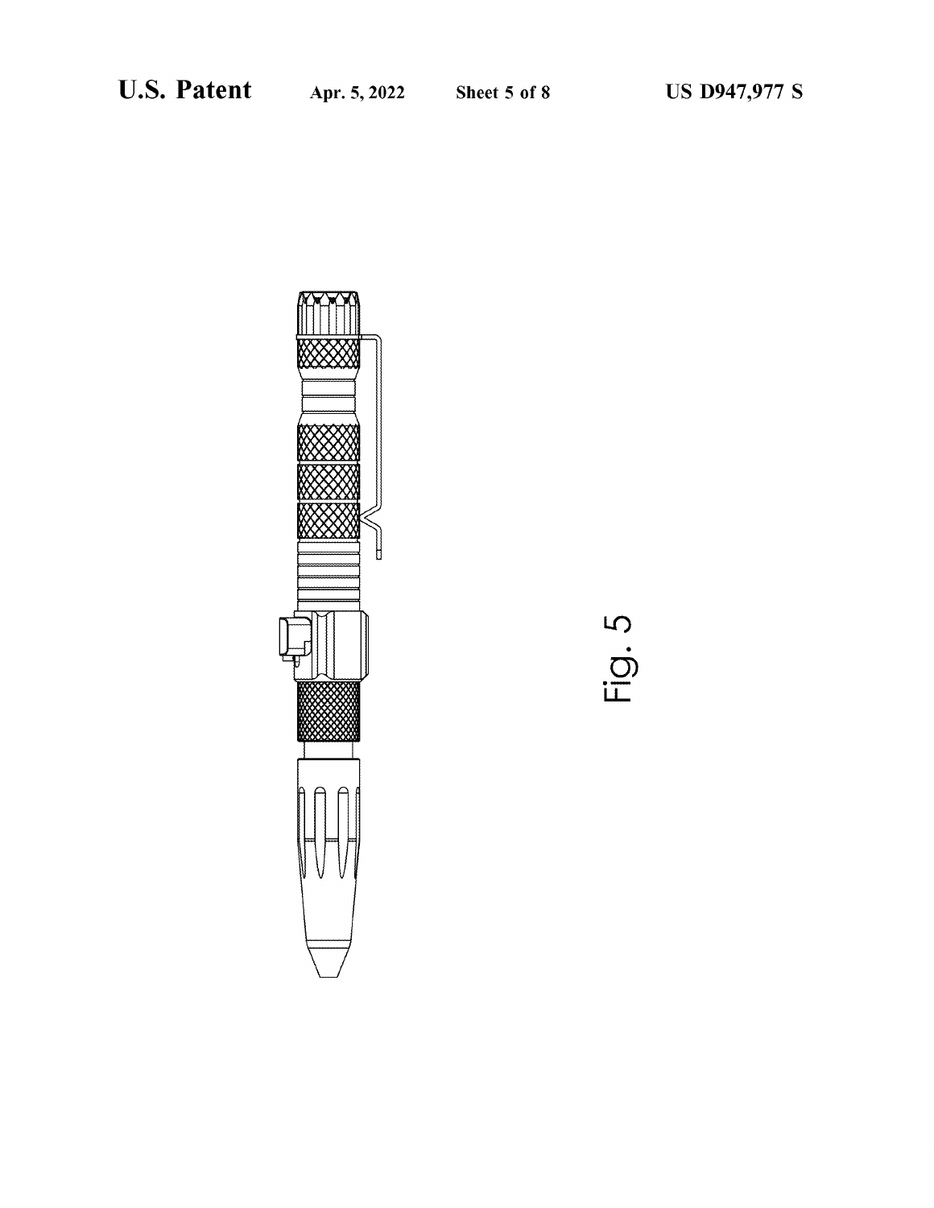Fig. 5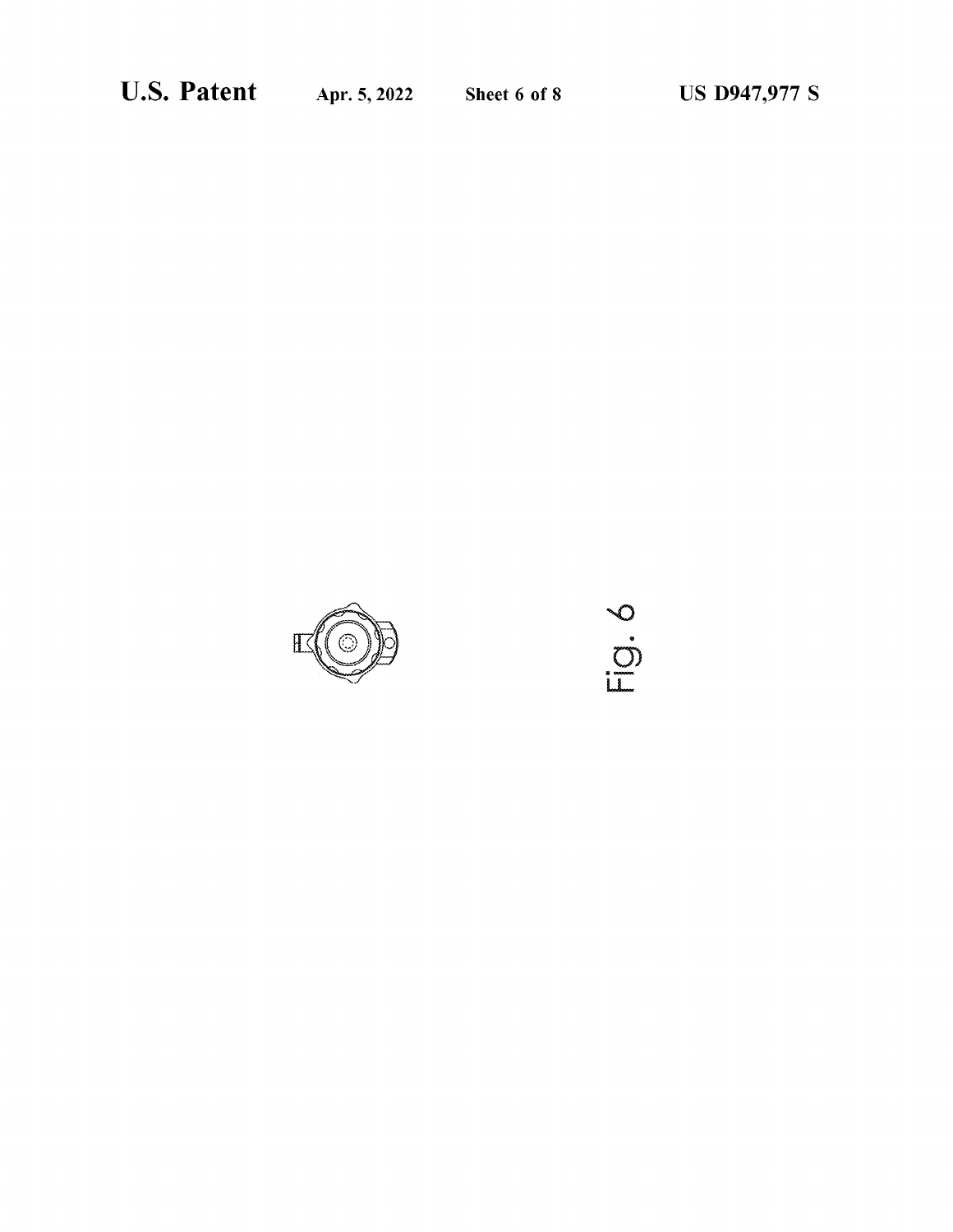Fig. 6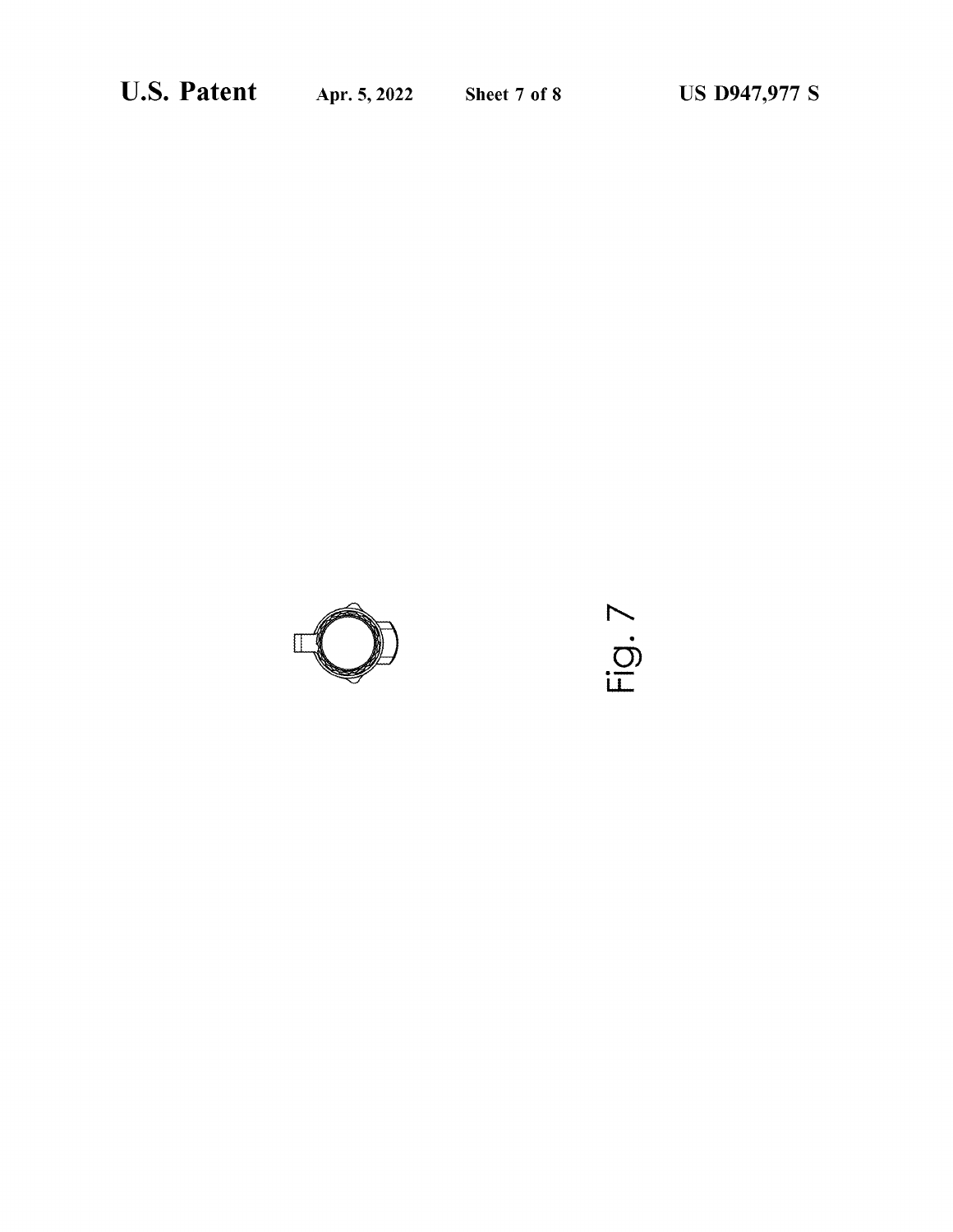Fig. 7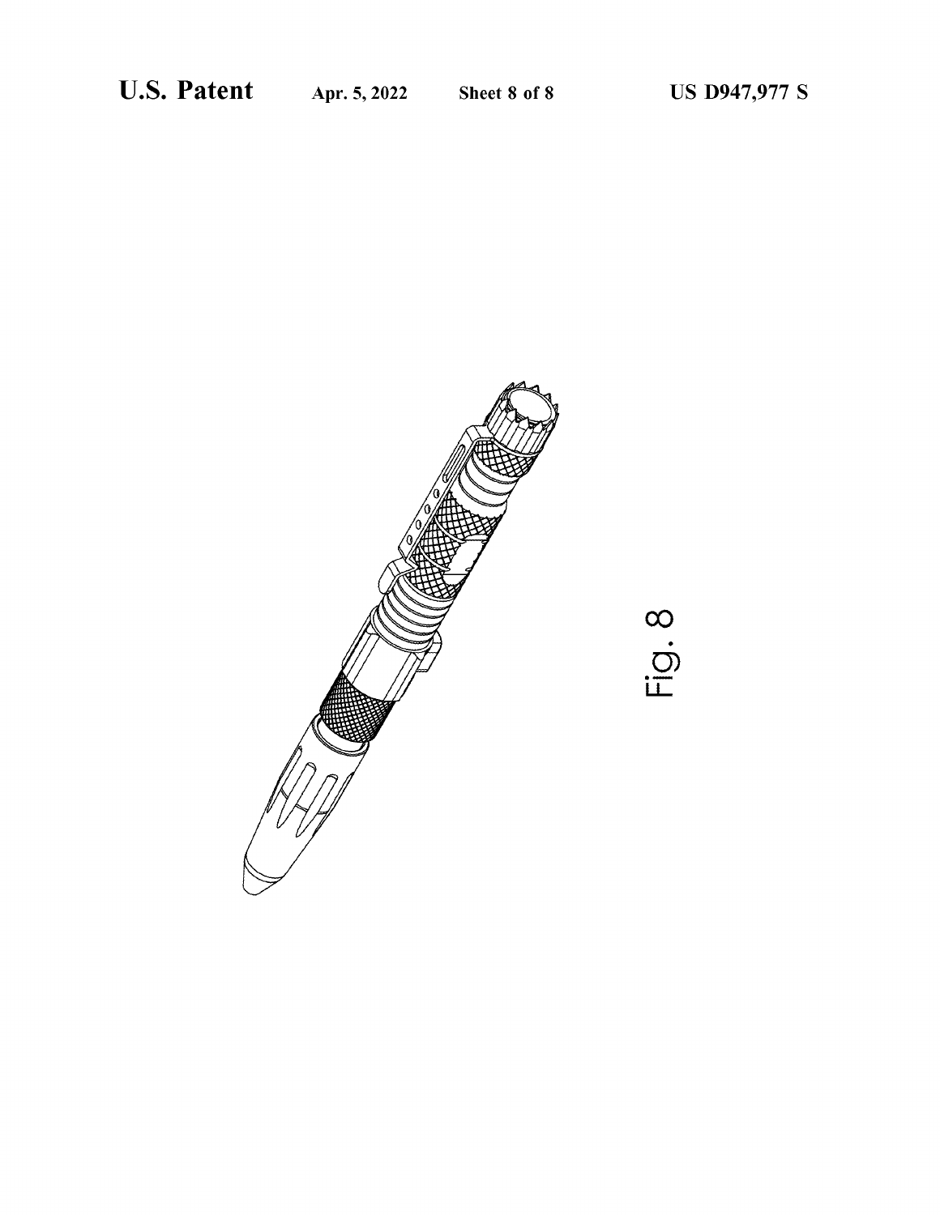Fig. 8